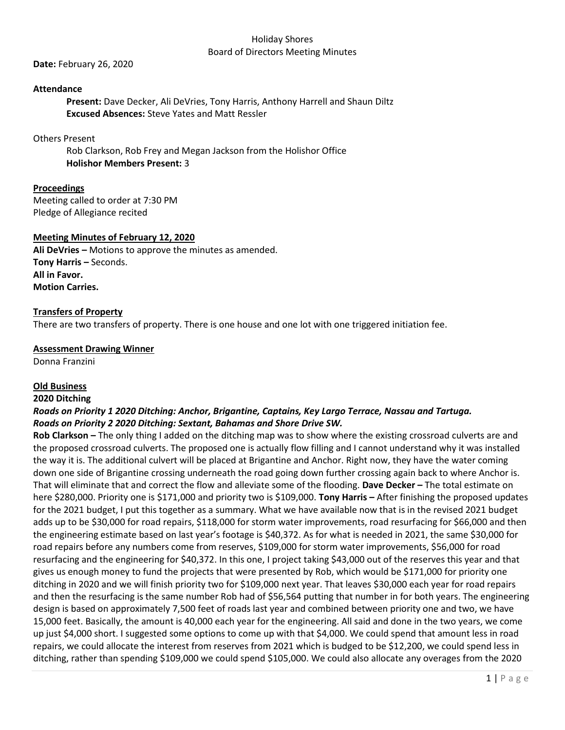Holiday Shores

Board of Directors Meeting Minutes

**Date:** February 26, 2020

**Attendance**

**Present:** Dave Decker, Ali DeVries, Tony Harris, Anthony Harrell and Shaun Diltz
**Excused Absences:** Steve Yates and Matt Ressler

Others Present

Rob Clarkson, Rob Frey and Megan Jackson from the Holishor Office
**Holishor Members Present:** 3

**Proceedings**

Meeting called to order at 7:30 PM
Pledge of Allegiance recited

**Meeting Minutes of February 12, 2020**

**Ali DeVries –** Motions to approve the minutes as amended.
**Tony Harris –** Seconds.
**All in Favor.**
**Motion Carries.**

**Transfers of Property**

There are two transfers of property. There is one house and one lot with one triggered initiation fee.

**Assessment Drawing Winner**

Donna Franzini

**Old Business**

**2020 Ditching**

***Roads on Priority 1 2020 Ditching: Anchor, Brigantine, Captains, Key Largo Terrace, Nassau and Tartuga.***
***Roads on Priority 2 2020 Ditching: Sextant, Bahamas and Shore Drive SW.***

**Rob Clarkson –** The only thing I added on the ditching map was to show where the existing crossroad culverts are and the proposed crossroad culverts. The proposed one is actually flow filling and I cannot understand why it was installed the way it is. The additional culvert will be placed at Brigantine and Anchor. Right now, they have the water coming down one side of Brigantine crossing underneath the road going down further crossing again back to where Anchor is. That will eliminate that and correct the flow and alleviate some of the flooding. **Dave Decker –** The total estimate on here $280,000. Priority one is $171,000 and priority two is $109,000. **Tony Harris –** After finishing the proposed updates for the 2021 budget, I put this together as a summary. What we have available now that is in the revised 2021 budget adds up to be $30,000 for road repairs, $118,000 for storm water improvements, road resurfacing for $66,000 and then the engineering estimate based on last year's footage is $40,372. As for what is needed in 2021, the same $30,000 for road repairs before any numbers come from reserves, $109,000 for storm water improvements, $56,000 for road resurfacing and the engineering for $40,372. In this one, I project taking $43,000 out of the reserves this year and that gives us enough money to fund the projects that were presented by Rob, which would be $171,000 for priority one ditching in 2020 and we will finish priority two for $109,000 next year. That leaves $30,000 each year for road repairs and then the resurfacing is the same number Rob had of $56,564 putting that number in for both years. The engineering design is based on approximately 7,500 feet of roads last year and combined between priority one and two, we have 15,000 feet. Basically, the amount is 40,000 each year for the engineering. All said and done in the two years, we come up just $4,000 short. I suggested some options to come up with that $4,000. We could spend that amount less in road repairs, we could allocate the interest from reserves from 2021 which is budged to be $12,200, we could spend less in ditching, rather than spending $109,000 we could spend $105,000. We could also allocate any overages from the 2020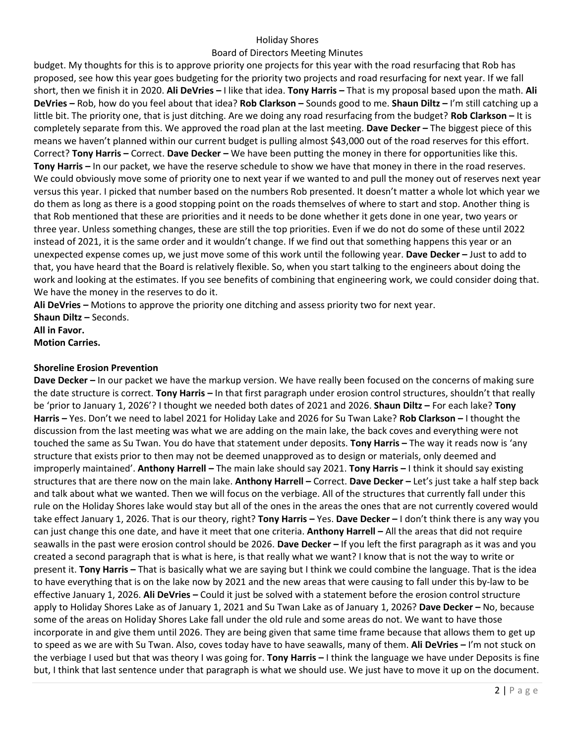budget. My thoughts for this is to approve priority one projects for this year with the road resurfacing that Rob has proposed, see how this year goes budgeting for the priority two projects and road resurfacing for next year. If we fall short, then we finish it in 2020. **Ali DeVries –** I like that idea. **Tony Harris –** That is my proposal based upon the math. **Ali DeVries –** Rob, how do you feel about that idea? **Rob Clarkson –** Sounds good to me. **Shaun Diltz –** I'm still catching up a little bit. The priority one, that is just ditching. Are we doing any road resurfacing from the budget? **Rob Clarkson –** It is completely separate from this. We approved the road plan at the last meeting. **Dave Decker –** The biggest piece of this means we haven't planned within our current budget is pulling almost $43,000 out of the road reserves for this effort. Correct? **Tony Harris –** Correct. **Dave Decker –** We have been putting the money in there for opportunities like this. **Tony Harris –** In our packet, we have the reserve schedule to show we have that money in there in the road reserves. We could obviously move some of priority one to next year if we wanted to and pull the money out of reserves next year versus this year. I picked that number based on the numbers Rob presented. It doesn't matter a whole lot which year we do them as long as there is a good stopping point on the roads themselves of where to start and stop. Another thing is that Rob mentioned that these are priorities and it needs to be done whether it gets done in one year, two years or three year. Unless something changes, these are still the top priorities. Even if we do not do some of these until 2022 instead of 2021, it is the same order and it wouldn't change. If we find out that something happens this year or an unexpected expense comes up, we just move some of this work until the following year. **Dave Decker –** Just to add to that, you have heard that the Board is relatively flexible. So, when you start talking to the engineers about doing the work and looking at the estimates. If you see benefits of combining that engineering work, we could consider doing that. We have the money in the reserves to do it.

**Ali DeVries –** Motions to approve the priority one ditching and assess priority two for next year.

**Shaun Diltz –** Seconds.

**All in Favor.**

**Motion Carries.**

**Shoreline Erosion Prevention**

**Dave Decker –** In our packet we have the markup version. We have really been focused on the concerns of making sure the date structure is correct. **Tony Harris –** In that first paragraph under erosion control structures, shouldn't that really be 'prior to January 1, 2026'? I thought we needed both dates of 2021 and 2026. **Shaun Diltz –** For each lake? **Tony Harris –** Yes. Don't we need to label 2021 for Holiday Lake and 2026 for Su Twan Lake? **Rob Clarkson –** I thought the discussion from the last meeting was what we are adding on the main lake, the back coves and everything were not touched the same as Su Twan. You do have that statement under deposits. **Tony Harris –** The way it reads now is 'any structure that exists prior to then may not be deemed unapproved as to design or materials, only deemed and improperly maintained'. **Anthony Harrell –** The main lake should say 2021. **Tony Harris –** I think it should say existing structures that are there now on the main lake. **Anthony Harrell –** Correct. **Dave Decker –** Let's just take a half step back and talk about what we wanted. Then we will focus on the verbiage. All of the structures that currently fall under this rule on the Holiday Shores lake would stay but all of the ones in the areas the ones that are not currently covered would take effect January 1, 2026. That is our theory, right? **Tony Harris –** Yes. **Dave Decker –** I don't think there is any way you can just change this one date, and have it meet that one criteria. **Anthony Harrell –** All the areas that did not require seawalls in the past were erosion control should be 2026. **Dave Decker –** If you left the first paragraph as it was and you created a second paragraph that is what is here, is that really what we want? I know that is not the way to write or present it. **Tony Harris –** That is basically what we are saying but I think we could combine the language. That is the idea to have everything that is on the lake now by 2021 and the new areas that were causing to fall under this by-law to be effective January 1, 2026. **Ali DeVries –** Could it just be solved with a statement before the erosion control structure apply to Holiday Shores Lake as of January 1, 2021 and Su Twan Lake as of January 1, 2026? **Dave Decker –** No, because some of the areas on Holiday Shores Lake fall under the old rule and some areas do not. We want to have those incorporate in and give them until 2026. They are being given that same time frame because that allows them to get up to speed as we are with Su Twan. Also, coves today have to have seawalls, many of them. **Ali DeVries –** I'm not stuck on the verbiage I used but that was theory I was going for. **Tony Harris –** I think the language we have under Deposits is fine but, I think that last sentence under that paragraph is what we should use. We just have to move it up on the document.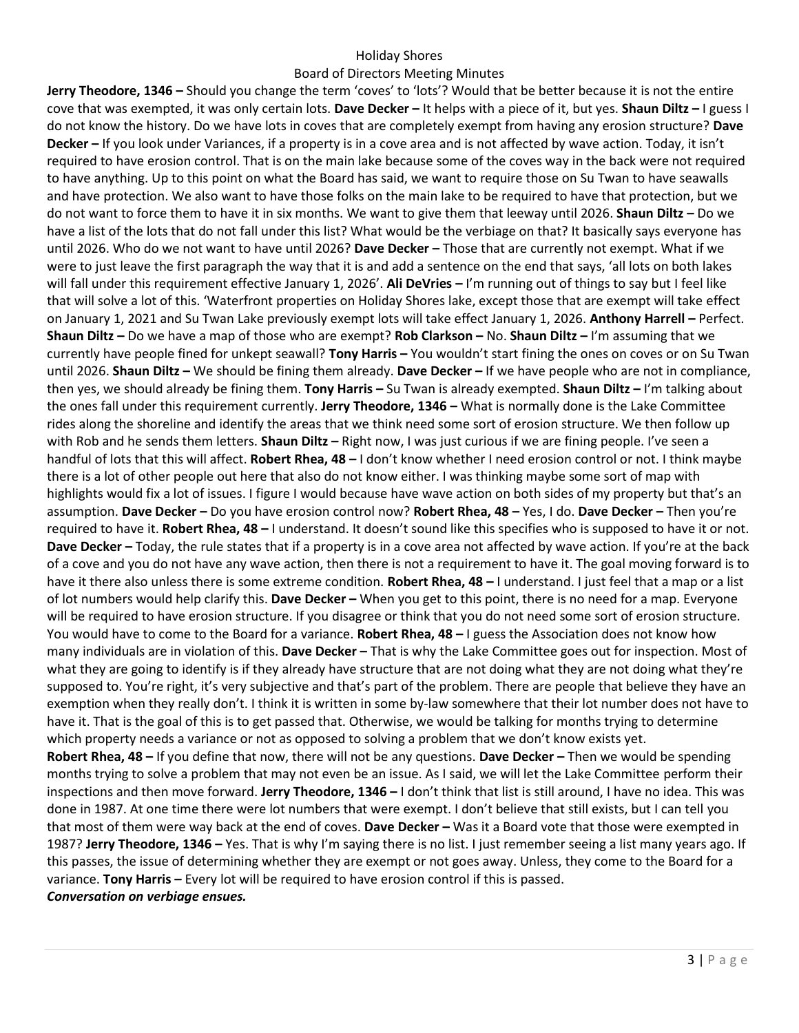Holiday Shores

Board of Directors Meeting Minutes

**Jerry Theodore, 1346 –** Should you change the term 'coves' to 'lots'? Would that be better because it is not the entire cove that was exempted, it was only certain lots. **Dave Decker –** It helps with a piece of it, but yes. **Shaun Diltz –** I guess I do not know the history. Do we have lots in coves that are completely exempt from having any erosion structure? **Dave Decker –** If you look under Variances, if a property is in a cove area and is not affected by wave action. Today, it isn't required to have erosion control. That is on the main lake because some of the coves way in the back were not required to have anything. Up to this point on what the Board has said, we want to require those on Su Twan to have seawalls and have protection. We also want to have those folks on the main lake to be required to have that protection, but we do not want to force them to have it in six months. We want to give them that leeway until 2026. **Shaun Diltz –** Do we have a list of the lots that do not fall under this list? What would be the verbiage on that? It basically says everyone has until 2026. Who do we not want to have until 2026? **Dave Decker –** Those that are currently not exempt. What if we were to just leave the first paragraph the way that it is and add a sentence on the end that says, 'all lots on both lakes will fall under this requirement effective January 1, 2026'. **Ali DeVries –** I'm running out of things to say but I feel like that will solve a lot of this. 'Waterfront properties on Holiday Shores lake, except those that are exempt will take effect on January 1, 2021 and Su Twan Lake previously exempt lots will take effect January 1, 2026. **Anthony Harrell –** Perfect. **Shaun Diltz –** Do we have a map of those who are exempt? **Rob Clarkson –** No. **Shaun Diltz –** I'm assuming that we currently have people fined for unkept seawall? **Tony Harris –** You wouldn't start fining the ones on coves or on Su Twan until 2026. **Shaun Diltz –** We should be fining them already. **Dave Decker –** If we have people who are not in compliance, then yes, we should already be fining them. **Tony Harris –** Su Twan is already exempted. **Shaun Diltz –** I'm talking about the ones fall under this requirement currently. **Jerry Theodore, 1346 –** What is normally done is the Lake Committee rides along the shoreline and identify the areas that we think need some sort of erosion structure. We then follow up with Rob and he sends them letters. **Shaun Diltz –** Right now, I was just curious if we are fining people. I've seen a handful of lots that this will affect. **Robert Rhea, 48 –** I don't know whether I need erosion control or not. I think maybe there is a lot of other people out here that also do not know either. I was thinking maybe some sort of map with highlights would fix a lot of issues. I figure I would because have wave action on both sides of my property but that's an assumption. **Dave Decker –** Do you have erosion control now? **Robert Rhea, 48 –** Yes, I do. **Dave Decker –** Then you're required to have it. **Robert Rhea, 48 –** I understand. It doesn't sound like this specifies who is supposed to have it or not. **Dave Decker –** Today, the rule states that if a property is in a cove area not affected by wave action. If you're at the back of a cove and you do not have any wave action, then there is not a requirement to have it. The goal moving forward is to have it there also unless there is some extreme condition. **Robert Rhea, 48 –** I understand. I just feel that a map or a list of lot numbers would help clarify this. **Dave Decker –** When you get to this point, there is no need for a map. Everyone will be required to have erosion structure. If you disagree or think that you do not need some sort of erosion structure. You would have to come to the Board for a variance. **Robert Rhea, 48 –** I guess the Association does not know how many individuals are in violation of this. **Dave Decker –** That is why the Lake Committee goes out for inspection. Most of what they are going to identify is if they already have structure that are not doing what they are not doing what they're supposed to. You're right, it's very subjective and that's part of the problem. There are people that believe they have an exemption when they really don't. I think it is written in some by-law somewhere that their lot number does not have to have it. That is the goal of this is to get passed that. Otherwise, we would be talking for months trying to determine which property needs a variance or not as opposed to solving a problem that we don't know exists yet.

**Robert Rhea, 48 –** If you define that now, there will not be any questions. **Dave Decker –** Then we would be spending months trying to solve a problem that may not even be an issue. As I said, we will let the Lake Committee perform their inspections and then move forward. **Jerry Theodore, 1346 –** I don't think that list is still around, I have no idea. This was done in 1987. At one time there were lot numbers that were exempt. I don't believe that still exists, but I can tell you that most of them were way back at the end of coves. **Dave Decker –** Was it a Board vote that those were exempted in 1987? **Jerry Theodore, 1346 –** Yes. That is why I'm saying there is no list. I just remember seeing a list many years ago. If this passes, the issue of determining whether they are exempt or not goes away. Unless, they come to the Board for a variance. **Tony Harris –** Every lot will be required to have erosion control if this is passed.

***Conversation on verbiage ensues.***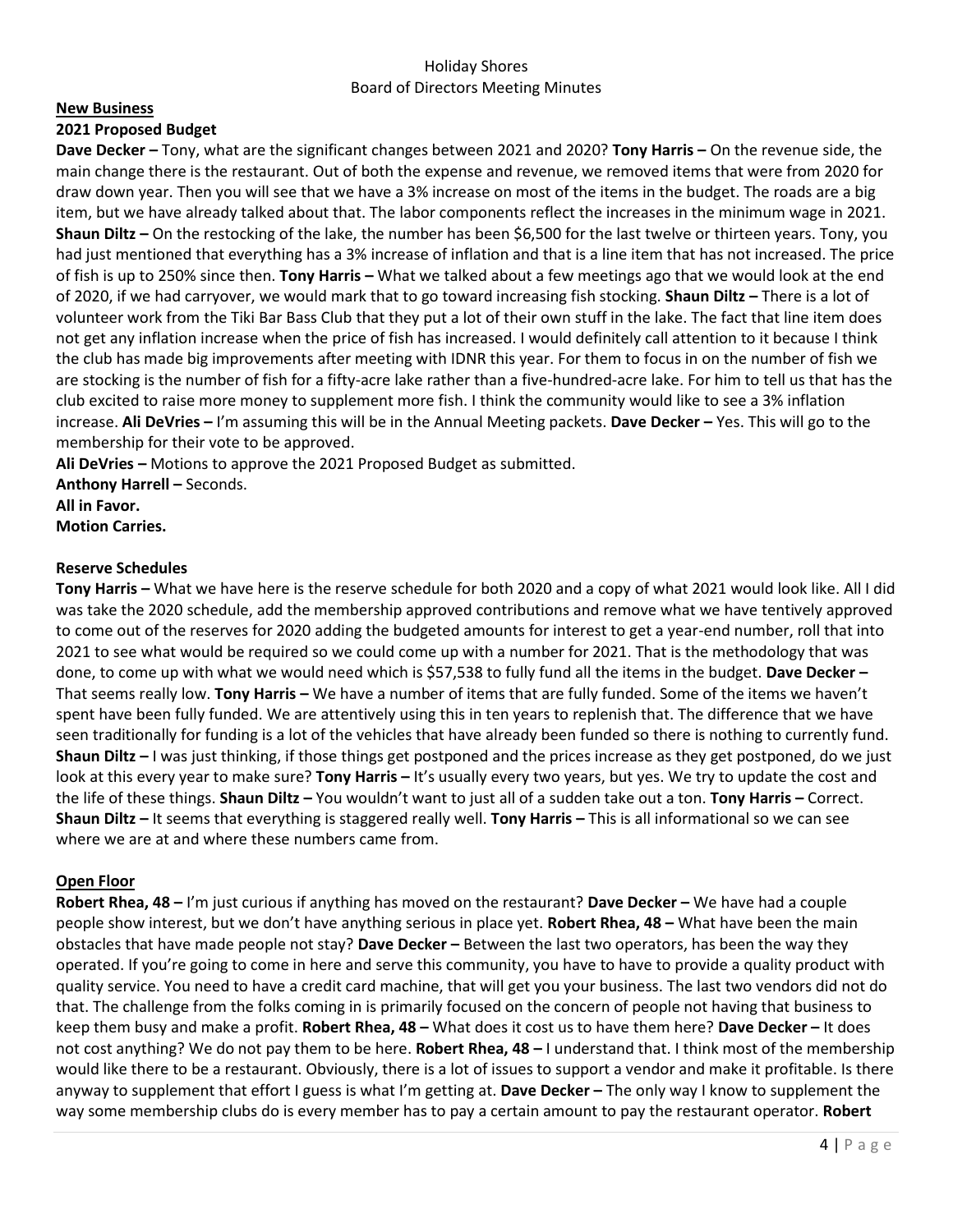Holiday Shores
Board of Directors Meeting Minutes

**New Business**

**2021 Proposed Budget**

**Dave Decker –** Tony, what are the significant changes between 2021 and 2020? **Tony Harris –** On the revenue side, the main change there is the restaurant. Out of both the expense and revenue, we removed items that were from 2020 for draw down year. Then you will see that we have a 3% increase on most of the items in the budget. The roads are a big item, but we have already talked about that. The labor components reflect the increases in the minimum wage in 2021. **Shaun Diltz –** On the restocking of the lake, the number has been $6,500 for the last twelve or thirteen years. Tony, you had just mentioned that everything has a 3% increase of inflation and that is a line item that has not increased. The price of fish is up to 250% since then. **Tony Harris –** What we talked about a few meetings ago that we would look at the end of 2020, if we had carryover, we would mark that to go toward increasing fish stocking. **Shaun Diltz –** There is a lot of volunteer work from the Tiki Bar Bass Club that they put a lot of their own stuff in the lake. The fact that line item does not get any inflation increase when the price of fish has increased. I would definitely call attention to it because I think the club has made big improvements after meeting with IDNR this year. For them to focus in on the number of fish we are stocking is the number of fish for a fifty-acre lake rather than a five-hundred-acre lake. For him to tell us that has the club excited to raise more money to supplement more fish. I think the community would like to see a 3% inflation increase. **Ali DeVries –** I'm assuming this will be in the Annual Meeting packets. **Dave Decker –** Yes. This will go to the membership for their vote to be approved.

**Ali DeVries –** Motions to approve the 2021 Proposed Budget as submitted.

**Anthony Harrell –** Seconds.

**All in Favor.**

**Motion Carries.**

**Reserve Schedules**

**Tony Harris –** What we have here is the reserve schedule for both 2020 and a copy of what 2021 would look like. All I did was take the 2020 schedule, add the membership approved contributions and remove what we have tentively approved to come out of the reserves for 2020 adding the budgeted amounts for interest to get a year-end number, roll that into 2021 to see what would be required so we could come up with a number for 2021. That is the methodology that was done, to come up with what we would need which is $57,538 to fully fund all the items in the budget. **Dave Decker –** That seems really low. **Tony Harris –** We have a number of items that are fully funded. Some of the items we haven't spent have been fully funded. We are attentively using this in ten years to replenish that. The difference that we have seen traditionally for funding is a lot of the vehicles that have already been funded so there is nothing to currently fund. **Shaun Diltz –** I was just thinking, if those things get postponed and the prices increase as they get postponed, do we just look at this every year to make sure? **Tony Harris –** It's usually every two years, but yes. We try to update the cost and the life of these things. **Shaun Diltz –** You wouldn't want to just all of a sudden take out a ton. **Tony Harris –** Correct. **Shaun Diltz –** It seems that everything is staggered really well. **Tony Harris –** This is all informational so we can see where we are at and where these numbers came from.

**Open Floor**

**Robert Rhea, 48 –** I'm just curious if anything has moved on the restaurant? **Dave Decker –** We have had a couple people show interest, but we don't have anything serious in place yet. **Robert Rhea, 48 –** What have been the main obstacles that have made people not stay? **Dave Decker –** Between the last two operators, has been the way they operated. If you're going to come in here and serve this community, you have to have to provide a quality product with quality service. You need to have a credit card machine, that will get you your business. The last two vendors did not do that. The challenge from the folks coming in is primarily focused on the concern of people not having that business to keep them busy and make a profit. **Robert Rhea, 48 –** What does it cost us to have them here? **Dave Decker –** It does not cost anything? We do not pay them to be here. **Robert Rhea, 48 –** I understand that. I think most of the membership would like there to be a restaurant. Obviously, there is a lot of issues to support a vendor and make it profitable. Is there anyway to supplement that effort I guess is what I'm getting at. **Dave Decker –** The only way I know to supplement the way some membership clubs do is every member has to pay a certain amount to pay the restaurant operator. **Robert**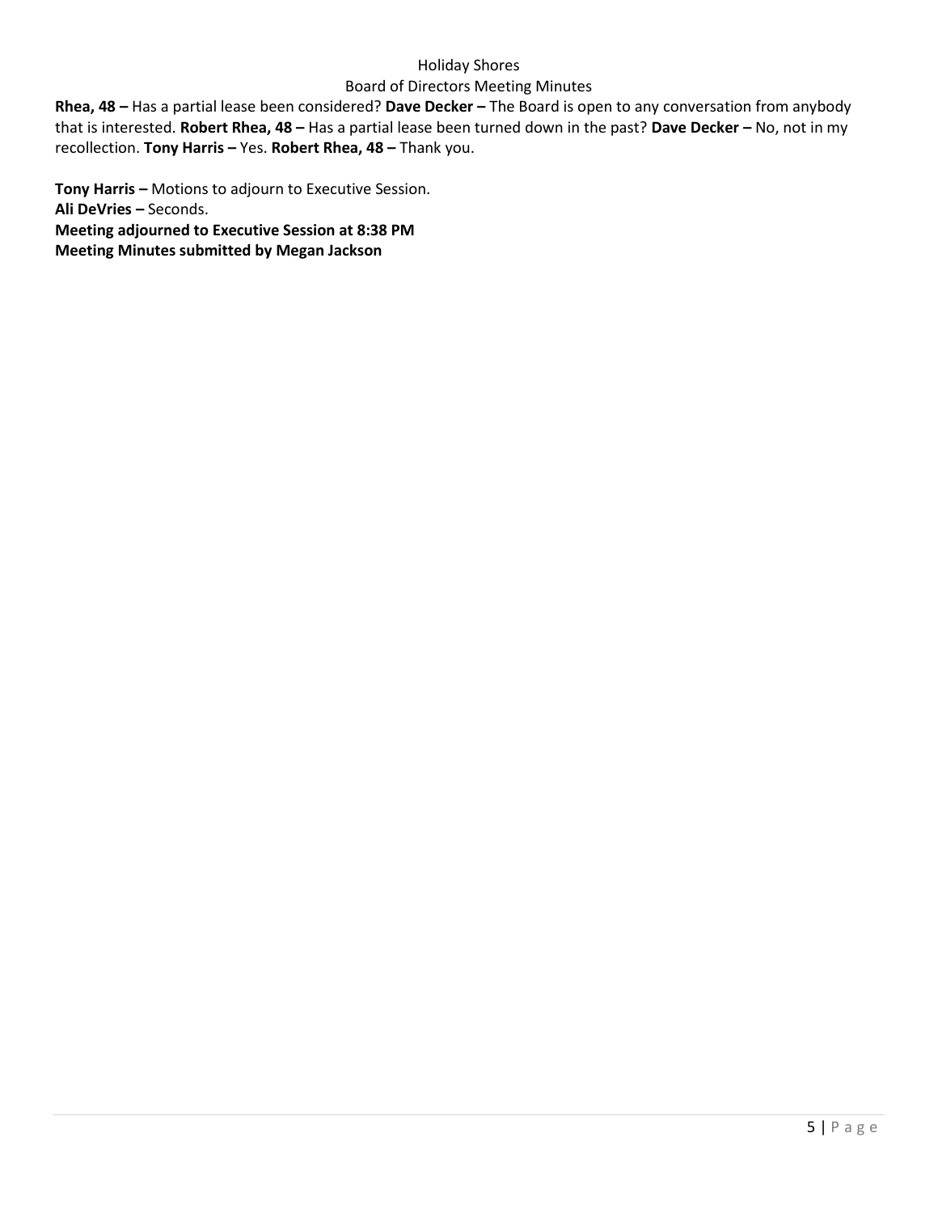**Rhea, 48 –** Has a partial lease been considered? **Dave Decker –** The Board is open to any conversation from anybody that is interested. **Robert Rhea, 48 –** Has a partial lease been turned down in the past? **Dave Decker –** No, not in my recollection. **Tony Harris –** Yes. **Robert Rhea, 48 –** Thank you.

**Tony Harris –** Motions to adjourn to Executive Session.
**Ali DeVries –** Seconds.
**Meeting adjourned to Executive Session at 8:38 PM**
**Meeting Minutes submitted by Megan Jackson**